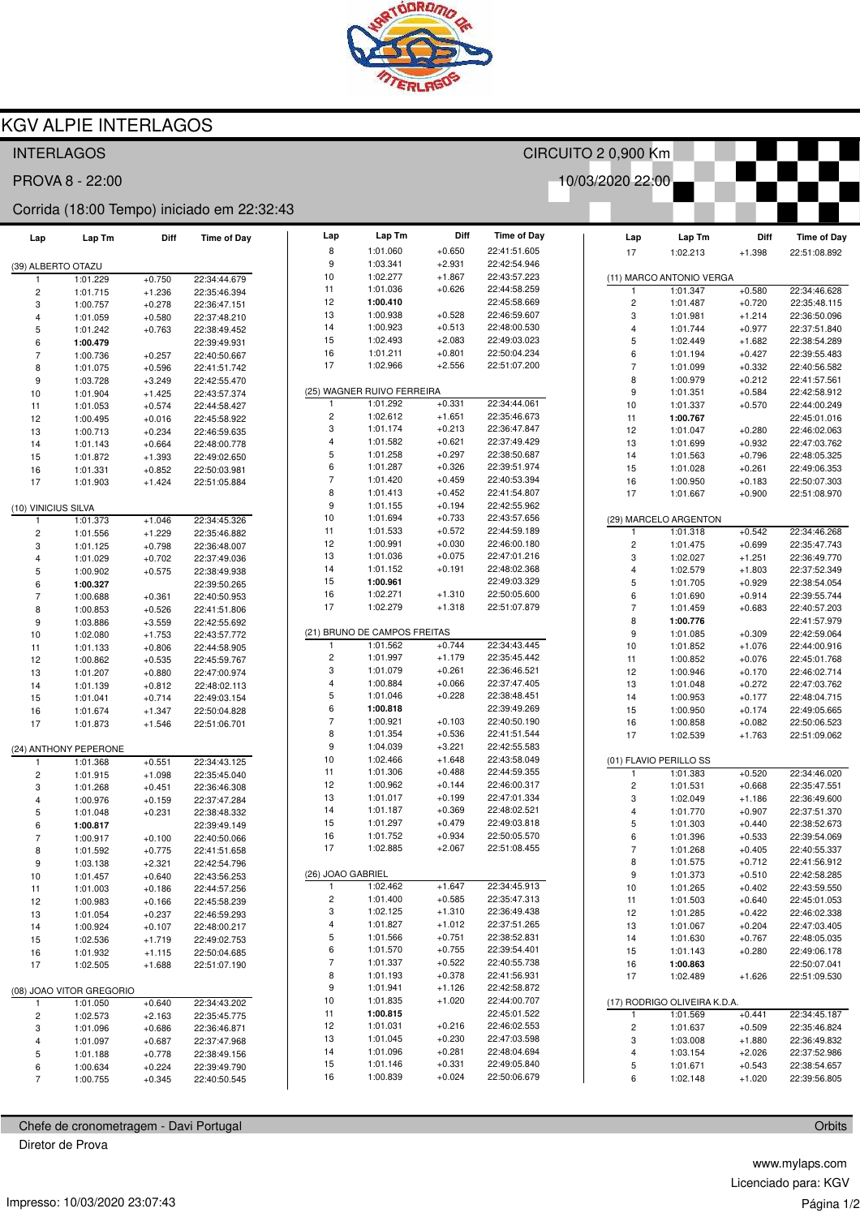# KGV ALPIE INTERLAGOS

INTERLAGOS — CIRCUITO 2 0,900 Km

PROVA 8 - 22:00 — 10/03/2020 22:00

Corrida (18:00 Tempo) iniciado em 22:32:43

### (39) ALBERTO OTAZU

| Lap | Lap Tm | Diff | Time of Day |
|---|---|---|---|
| 1 | 1:01.229 | +0.750 | 22:34:44.679 |
| 2 | 1:01.715 | +1.236 | 22:35:46.394 |
| 3 | 1:00.757 | +0.278 | 22:36:47.151 |
| 4 | 1:01.059 | +0.580 | 22:37:48.210 |
| 5 | 1:01.242 | +0.763 | 22:38:49.452 |
| 6 | **1:00.479** | | 22:39:49.931 |
| 7 | 1:00.736 | +0.257 | 22:40:50.667 |
| 8 | 1:01.075 | +0.596 | 22:41:51.742 |
| 9 | 1:03.728 | +3.249 | 22:42:55.470 |
| 10 | 1:01.904 | +1.425 | 22:43:57.374 |
| 11 | 1:01.053 | +0.574 | 22:44:58.427 |
| 12 | 1:00.495 | +0.016 | 22:45:58.922 |
| 13 | 1:00.713 | +0.234 | 22:46:59.635 |
| 14 | 1:01.143 | +0.664 | 22:48:00.778 |
| 15 | 1:01.872 | +1.393 | 22:49:02.650 |
| 16 | 1:01.331 | +0.852 | 22:50:03.981 |
| 17 | 1:01.903 | +1.424 | 22:51:05.884 |

### (10) VINICIUS SILVA

| Lap | Lap Tm | Diff | Time of Day |
|---|---|---|---|
| 1 | 1:01.373 | +1.046 | 22:34:45.326 |
| 2 | 1:01.556 | +1.229 | 22:35:46.882 |
| 3 | 1:01.125 | +0.798 | 22:36:48.007 |
| 4 | 1:01.029 | +0.702 | 22:37:49.036 |
| 5 | 1:00.902 | +0.575 | 22:38:49.938 |
| 6 | **1:00.327** | | 22:39:50.265 |
| 7 | 1:00.688 | +0.361 | 22:40:50.953 |
| 8 | 1:00.853 | +0.526 | 22:41:51.806 |
| 9 | 1:03.886 | +3.559 | 22:42:55.692 |
| 10 | 1:02.080 | +1.753 | 22:43:57.772 |
| 11 | 1:01.133 | +0.806 | 22:44:58.905 |
| 12 | 1:00.862 | +0.535 | 22:45:59.767 |
| 13 | 1:01.207 | +0.880 | 22:47:00.974 |
| 14 | 1:01.139 | +0.812 | 22:48:02.113 |
| 15 | 1:01.041 | +0.714 | 22:49:03.154 |
| 16 | 1:01.674 | +1.347 | 22:50:04.828 |
| 17 | 1:01.873 | +1.546 | 22:51:06.701 |

### (24) ANTHONY PEPERONE

| Lap | Lap Tm | Diff | Time of Day |
|---|---|---|---|
| 1 | 1:01.368 | +0.551 | 22:34:43.125 |
| 2 | 1:01.915 | +1.098 | 22:35:45.040 |
| 3 | 1:01.268 | +0.451 | 22:36:46.308 |
| 4 | 1:00.976 | +0.159 | 22:37:47.284 |
| 5 | 1:01.048 | +0.231 | 22:38:48.332 |
| 6 | **1:00.817** | | 22:39:49.149 |
| 7 | 1:00.917 | +0.100 | 22:40:50.066 |
| 8 | 1:01.592 | +0.775 | 22:41:51.658 |
| 9 | 1:03.138 | +2.321 | 22:42:54.796 |
| 10 | 1:01.457 | +0.640 | 22:43:56.253 |
| 11 | 1:01.003 | +0.186 | 22:44:57.256 |
| 12 | 1:00.983 | +0.166 | 22:45:58.239 |
| 13 | 1:01.054 | +0.237 | 22:46:59.293 |
| 14 | 1:00.924 | +0.107 | 22:48:00.217 |
| 15 | 1:02.536 | +1.719 | 22:49:02.753 |
| 16 | 1:01.932 | +1.115 | 22:50:04.685 |
| 17 | 1:02.505 | +1.688 | 22:51:07.190 |

### (08) JOAO VITOR GREGORIO

| Lap | Lap Tm | Diff | Time of Day |
|---|---|---|---|
| 1 | 1:01.050 | +0.640 | 22:34:43.202 |
| 2 | 1:02.573 | +2.163 | 22:35:45.775 |
| 3 | 1:01.096 | +0.686 | 22:36:46.871 |
| 4 | 1:01.097 | +0.687 | 22:37:47.968 |
| 5 | 1:01.188 | +0.778 | 22:38:49.156 |
| 6 | 1:00.634 | +0.224 | 22:39:49.790 |
| 7 | 1:00.755 | +0.345 | 22:40:50.545 |
| 8 | 1:01.060 | +0.650 | 22:41:51.605 |
| 9 | 1:03.341 | +2.931 | 22:42:54.946 |
| 10 | 1:02.277 | +1.867 | 22:43:57.223 |
| 11 | 1:01.036 | +0.626 | 22:44:58.259 |
| 12 | **1:00.410** | | 22:45:58.669 |
| 13 | 1:00.938 | +0.528 | 22:46:59.607 |
| 14 | 1:00.923 | +0.513 | 22:48:00.530 |
| 15 | 1:02.493 | +2.083 | 22:49:03.023 |
| 16 | 1:01.211 | +0.801 | 22:50:04.234 |
| 17 | 1:02.966 | +2.556 | 22:51:07.200 |

### (25) WAGNER RUIVO FERREIRA

| Lap | Lap Tm | Diff | Time of Day |
|---|---|---|---|
| 1 | 1:01.292 | +0.331 | 22:34:44.061 |
| 2 | 1:02.612 | +1.651 | 22:35:46.673 |
| 3 | 1:01.174 | +0.213 | 22:36:47.847 |
| 4 | 1:01.582 | +0.621 | 22:37:49.429 |
| 5 | 1:01.258 | +0.297 | 22:38:50.687 |
| 6 | 1:01.287 | +0.326 | 22:39:51.974 |
| 7 | 1:01.420 | +0.459 | 22:40:53.394 |
| 8 | 1:01.413 | +0.452 | 22:41:54.807 |
| 9 | 1:01.155 | +0.194 | 22:42:55.962 |
| 10 | 1:01.694 | +0.733 | 22:43:57.656 |
| 11 | 1:01.533 | +0.572 | 22:44:59.189 |
| 12 | 1:00.991 | +0.030 | 22:46:00.180 |
| 13 | 1:01.036 | +0.075 | 22:47:01.216 |
| 14 | 1:01.152 | +0.191 | 22:48:02.368 |
| 15 | **1:00.961** | | 22:49:03.329 |
| 16 | 1:02.271 | +1.310 | 22:50:05.600 |
| 17 | 1:02.279 | +1.318 | 22:51:07.879 |

### (21) BRUNO DE CAMPOS FREITAS

| Lap | Lap Tm | Diff | Time of Day |
|---|---|---|---|
| 1 | 1:01.562 | +0.744 | 22:34:43.445 |
| 2 | 1:01.997 | +1.179 | 22:35:45.442 |
| 3 | 1:01.079 | +0.261 | 22:36:46.521 |
| 4 | 1:00.884 | +0.066 | 22:37:47.405 |
| 5 | 1:01.046 | +0.228 | 22:38:48.451 |
| 6 | **1:00.818** | | 22:39:49.269 |
| 7 | 1:00.921 | +0.103 | 22:40:50.190 |
| 8 | 1:01.354 | +0.536 | 22:41:51.544 |
| 9 | 1:04.039 | +3.221 | 22:42:55.583 |
| 10 | 1:02.466 | +1.648 | 22:43:58.049 |
| 11 | 1:01.306 | +0.488 | 22:44:59.355 |
| 12 | 1:00.962 | +0.144 | 22:46:00.317 |
| 13 | 1:01.017 | +0.199 | 22:47:01.334 |
| 14 | 1:01.187 | +0.369 | 22:48:02.521 |
| 15 | 1:01.297 | +0.479 | 22:49:03.818 |
| 16 | 1:01.752 | +0.934 | 22:50:05.570 |
| 17 | 1:02.885 | +2.067 | 22:51:08.455 |

### (26) JOAO GABRIEL

| Lap | Lap Tm | Diff | Time of Day |
|---|---|---|---|
| 1 | 1:02.462 | +1.647 | 22:34:45.913 |
| 2 | 1:01.400 | +0.585 | 22:35:47.313 |
| 3 | 1:02.125 | +1.310 | 22:36:49.438 |
| 4 | 1:01.827 | +1.012 | 22:37:51.265 |
| 5 | 1:01.566 | +0.751 | 22:38:52.831 |
| 6 | 1:01.570 | +0.755 | 22:39:54.401 |
| 7 | 1:01.337 | +0.522 | 22:40:55.738 |
| 8 | 1:01.193 | +0.378 | 22:41:56.931 |
| 9 | 1:01.941 | +1.126 | 22:42:58.872 |
| 10 | 1:01.835 | +1.020 | 22:44:00.707 |
| 11 | **1:00.815** | | 22:45:01.522 |
| 12 | 1:01.031 | +0.216 | 22:46:02.553 |
| 13 | 1:01.045 | +0.230 | 22:47:03.598 |
| 14 | 1:01.096 | +0.281 | 22:48:04.694 |
| 15 | 1:01.146 | +0.331 | 22:49:05.840 |
| 16 | 1:00.839 | +0.024 | 22:50:06.679 |
| 17 | 1:02.213 | +1.398 | 22:51:08.892 |

### (11) MARCO ANTONIO VERGA

| Lap | Lap Tm | Diff | Time of Day |
|---|---|---|---|
| 1 | 1:01.347 | +0.580 | 22:34:46.628 |
| 2 | 1:01.487 | +0.720 | 22:35:48.115 |
| 3 | 1:01.981 | +1.214 | 22:36:50.096 |
| 4 | 1:01.744 | +0.977 | 22:37:51.840 |
| 5 | 1:02.449 | +1.682 | 22:38:54.289 |
| 6 | 1:01.194 | +0.427 | 22:39:55.483 |
| 7 | 1:01.099 | +0.332 | 22:40:56.582 |
| 8 | 1:00.979 | +0.212 | 22:41:57.561 |
| 9 | 1:01.351 | +0.584 | 22:42:58.912 |
| 10 | 1:01.337 | +0.570 | 22:44:00.249 |
| 11 | **1:00.767** | | 22:45:01.016 |
| 12 | 1:01.047 | +0.280 | 22:46:02.063 |
| 13 | 1:01.699 | +0.932 | 22:47:03.762 |
| 14 | 1:01.563 | +0.796 | 22:48:05.325 |
| 15 | 1:01.028 | +0.261 | 22:49:06.353 |
| 16 | 1:00.950 | +0.183 | 22:50:07.303 |
| 17 | 1:01.667 | +0.900 | 22:51:08.970 |

### (29) MARCELO ARGENTON

| Lap | Lap Tm | Diff | Time of Day |
|---|---|---|---|
| 1 | 1:01.318 | +0.542 | 22:34:46.268 |
| 2 | 1:01.475 | +0.699 | 22:35:47.743 |
| 3 | 1:02.027 | +1.251 | 22:36:49.770 |
| 4 | 1:02.579 | +1.803 | 22:37:52.349 |
| 5 | 1:01.705 | +0.929 | 22:38:54.054 |
| 6 | 1:01.690 | +0.914 | 22:39:55.744 |
| 7 | 1:01.459 | +0.683 | 22:40:57.203 |
| 8 | **1:00.776** | | 22:41:57.979 |
| 9 | 1:01.085 | +0.309 | 22:42:59.064 |
| 10 | 1:01.852 | +1.076 | 22:44:00.916 |
| 11 | 1:00.852 | +0.076 | 22:45:01.768 |
| 12 | 1:00.946 | +0.170 | 22:46:02.714 |
| 13 | 1:01.048 | +0.272 | 22:47:03.762 |
| 14 | 1:00.953 | +0.177 | 22:48:04.715 |
| 15 | 1:00.950 | +0.174 | 22:49:05.665 |
| 16 | 1:00.858 | +0.082 | 22:50:06.523 |
| 17 | 1:02.539 | +1.763 | 22:51:09.062 |

### (01) FLAVIO PERILLO SS

| Lap | Lap Tm | Diff | Time of Day |
|---|---|---|---|
| 1 | 1:01.383 | +0.520 | 22:34:46.020 |
| 2 | 1:01.531 | +0.668 | 22:35:47.551 |
| 3 | 1:02.049 | +1.186 | 22:36:49.600 |
| 4 | 1:01.770 | +0.907 | 22:37:51.370 |
| 5 | 1:01.303 | +0.440 | 22:38:52.673 |
| 6 | 1:01.396 | +0.533 | 22:39:54.069 |
| 7 | 1:01.268 | +0.405 | 22:40:55.337 |
| 8 | 1:01.575 | +0.712 | 22:41:56.912 |
| 9 | 1:01.373 | +0.510 | 22:42:58.285 |
| 10 | 1:01.265 | +0.402 | 22:43:59.550 |
| 11 | 1:01.503 | +0.640 | 22:45:01.053 |
| 12 | 1:01.285 | +0.422 | 22:46:02.338 |
| 13 | 1:01.067 | +0.204 | 22:47:03.405 |
| 14 | 1:01.630 | +0.767 | 22:48:05.035 |
| 15 | 1:01.143 | +0.280 | 22:49:06.178 |
| 16 | **1:00.863** | | 22:50:07.041 |
| 17 | 1:02.489 | +1.626 | 22:51:09.530 |

### (17) RODRIGO OLIVEIRA K.D.A.

| Lap | Lap Tm | Diff | Time of Day |
|---|---|---|---|
| 1 | 1:01.569 | +0.441 | 22:34:45.187 |
| 2 | 1:01.637 | +0.509 | 22:35:46.824 |
| 3 | 1:03.008 | +1.880 | 22:36:49.832 |
| 4 | 1:03.154 | +2.026 | 22:37:52.986 |
| 5 | 1:01.671 | +0.543 | 22:38:54.657 |
| 6 | 1:02.148 | +1.020 | 22:39:56.805 |

Chefe de cronometragem - Davi Portugal — Orbits

Diretor de Prova

www.mylaps.com

Licenciado para: KGV

Impresso: 10/03/2020 23:07:43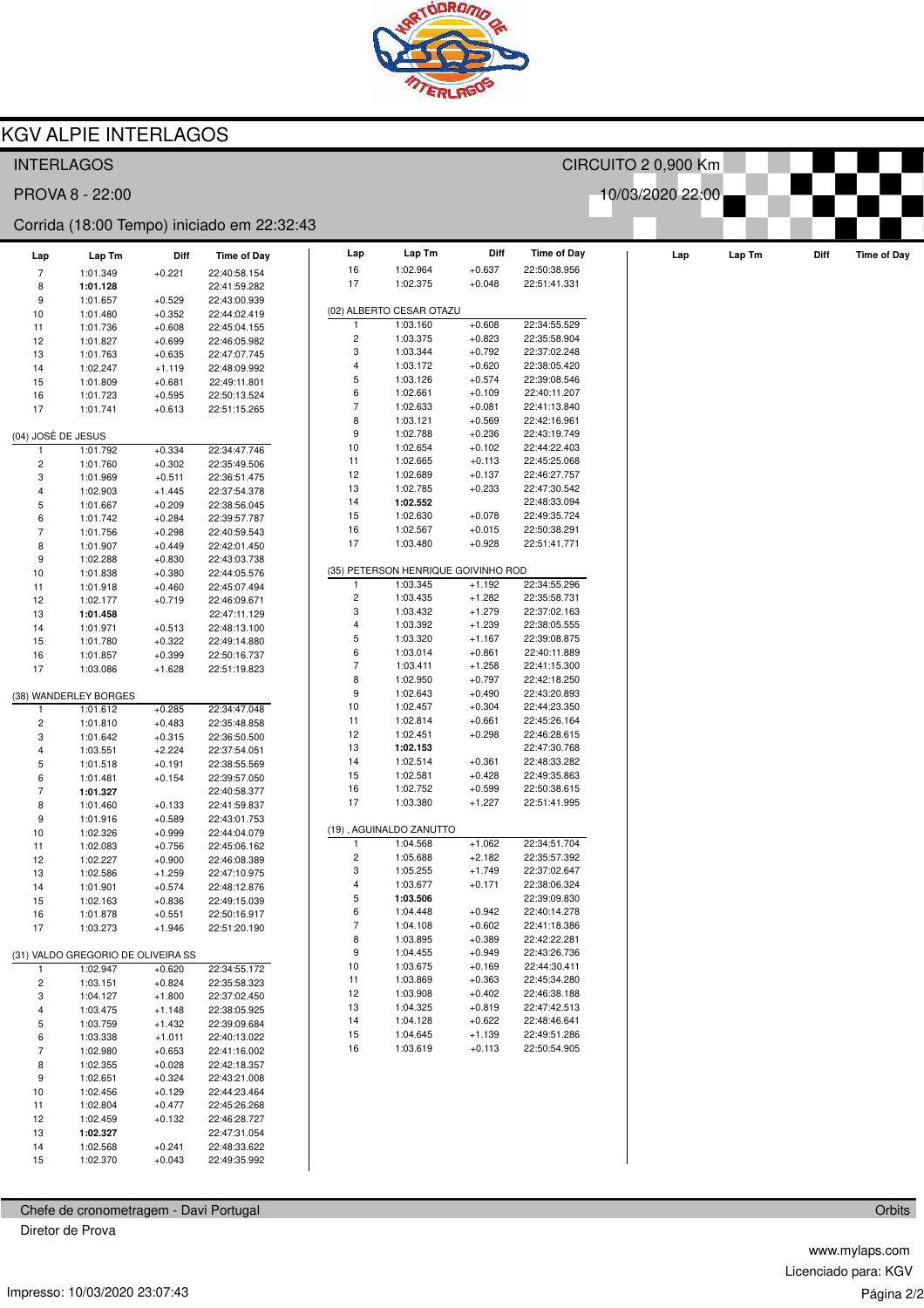# KGV ALPIE INTERLAGOS

INTERLAGOS — CIRCUITO 2 0,900 Km

PROVA 8 - 22:00 — 10/03/2020 22:00

Corrida (18:00 Tempo) iniciado em 22:32:43

| Lap | Lap Tm | Diff | Time of Day |
|---|---|---|---|
| 7 | 1:01.349 | +0.221 | 22:40:58.154 |
| 8 | **1:01.128** | | 22:41:59.282 |
| 9 | 1:01.657 | +0.529 | 22:43:00.939 |
| 10 | 1:01.480 | +0.352 | 22:44:02.419 |
| 11 | 1:01.736 | +0.608 | 22:45:04.155 |
| 12 | 1:01.827 | +0.699 | 22:46:05.982 |
| 13 | 1:01.763 | +0.635 | 22:47:07.745 |
| 14 | 1:02.247 | +1.119 | 22:48:09.992 |
| 15 | 1:01.809 | +0.681 | 22:49:11.801 |
| 16 | 1:01.723 | +0.595 | 22:50:13.524 |
| 17 | 1:01.741 | +0.613 | 22:51:15.265 |

(04) JOSÈ DE JESUS

| Lap | Lap Tm | Diff | Time of Day |
|---|---|---|---|
| 1 | 1:01.792 | +0.334 | 22:34:47.746 |
| 2 | 1:01.760 | +0.302 | 22:35:49.506 |
| 3 | 1:01.969 | +0.511 | 22:36:51.475 |
| 4 | 1:02.903 | +1.445 | 22:37:54.378 |
| 5 | 1:01.667 | +0.209 | 22:38:56.045 |
| 6 | 1:01.742 | +0.284 | 22:39:57.787 |
| 7 | 1:01.756 | +0.298 | 22:40:59.543 |
| 8 | 1:01.907 | +0.449 | 22:42:01.450 |
| 9 | 1:02.288 | +0.830 | 22:43:03.738 |
| 10 | 1:01.838 | +0.380 | 22:44:05.576 |
| 11 | 1:01.918 | +0.460 | 22:45:07.494 |
| 12 | 1:02.177 | +0.719 | 22:46:09.671 |
| 13 | **1:01.458** | | 22:47:11.129 |
| 14 | 1:01.971 | +0.513 | 22:48:13.100 |
| 15 | 1:01.780 | +0.322 | 22:49:14.880 |
| 16 | 1:01.857 | +0.399 | 22:50:16.737 |
| 17 | 1:03.086 | +1.628 | 22:51:19.823 |

(38) WANDERLEY BORGES

| Lap | Lap Tm | Diff | Time of Day |
|---|---|---|---|
| 1 | 1:01.612 | +0.285 | 22:34:47.048 |
| 2 | 1:01.810 | +0.483 | 22:35:48.858 |
| 3 | 1:01.642 | +0.315 | 22:36:50.500 |
| 4 | 1:03.551 | +2.224 | 22:37:54.051 |
| 5 | 1:01.518 | +0.191 | 22:38:55.569 |
| 6 | 1:01.481 | +0.154 | 22:39:57.050 |
| 7 | **1:01.327** | | 22:40:58.377 |
| 8 | 1:01.460 | +0.133 | 22:41:59.837 |
| 9 | 1:01.916 | +0.589 | 22:43:01.753 |
| 10 | 1:02.326 | +0.999 | 22:44:04.079 |
| 11 | 1:02.083 | +0.756 | 22:45:06.162 |
| 12 | 1:02.227 | +0.900 | 22:46:08.389 |
| 13 | 1:02.586 | +1.259 | 22:47:10.975 |
| 14 | 1:01.901 | +0.574 | 22:48:12.876 |
| 15 | 1:02.163 | +0.836 | 22:49:15.039 |
| 16 | 1:01.878 | +0.551 | 22:50:16.917 |
| 17 | 1:03.273 | +1.946 | 22:51:20.190 |

(31) VALDO GREGORIO DE OLIVEIRA SS

| Lap | Lap Tm | Diff | Time of Day |
|---|---|---|---|
| 1 | 1:02.947 | +0.620 | 22:34:55.172 |
| 2 | 1:03.151 | +0.824 | 22:35:58.323 |
| 3 | 1:04.127 | +1.800 | 22:37:02.450 |
| 4 | 1:03.475 | +1.148 | 22:38:05.925 |
| 5 | 1:03.759 | +1.432 | 22:39:09.684 |
| 6 | 1:03.338 | +1.011 | 22:40:13.022 |
| 7 | 1:02.980 | +0.653 | 22:41:16.002 |
| 8 | 1:02.355 | +0.028 | 22:42:18.357 |
| 9 | 1:02.651 | +0.324 | 22:43:21.008 |
| 10 | 1:02.456 | +0.129 | 22:44:23.464 |
| 11 | 1:02.804 | +0.477 | 22:45:26.268 |
| 12 | 1:02.459 | +0.132 | 22:46:28.727 |
| 13 | **1:02.327** | | 22:47:31.054 |
| 14 | 1:02.568 | +0.241 | 22:48:33.622 |
| 15 | 1:02.370 | +0.043 | 22:49:35.992 |
| 16 | 1:02.964 | +0.637 | 22:50:38.956 |
| 17 | 1:02.375 | +0.048 | 22:51:41.331 |

(02) ALBERTO CESAR OTAZU

| Lap | Lap Tm | Diff | Time of Day |
|---|---|---|---|
| 1 | 1:03.160 | +0.608 | 22:34:55.529 |
| 2 | 1:03.375 | +0.823 | 22:35:58.904 |
| 3 | 1:03.344 | +0.792 | 22:37:02.248 |
| 4 | 1:03.172 | +0.620 | 22:38:05.420 |
| 5 | 1:03.126 | +0.574 | 22:39:08.546 |
| 6 | 1:02.661 | +0.109 | 22:40:11.207 |
| 7 | 1:02.633 | +0.081 | 22:41:13.840 |
| 8 | 1:03.121 | +0.569 | 22:42:16.961 |
| 9 | 1:02.788 | +0.236 | 22:43:19.749 |
| 10 | 1:02.654 | +0.102 | 22:44:22.403 |
| 11 | 1:02.665 | +0.113 | 22:45:25.068 |
| 12 | 1:02.689 | +0.137 | 22:46:27.757 |
| 13 | 1:02.785 | +0.233 | 22:47:30.542 |
| 14 | **1:02.552** | | 22:48:33.094 |
| 15 | 1:02.630 | +0.078 | 22:49:35.724 |
| 16 | 1:02.567 | +0.015 | 22:50:38.291 |
| 17 | 1:03.480 | +0.928 | 22:51:41.771 |

(35) PETERSON HENRIQUE GOIVINHO ROD

| Lap | Lap Tm | Diff | Time of Day |
|---|---|---|---|
| 1 | 1:03.345 | +1.192 | 22:34:55.296 |
| 2 | 1:03.435 | +1.282 | 22:35:58.731 |
| 3 | 1:03.432 | +1.279 | 22:37:02.163 |
| 4 | 1:03.392 | +1.239 | 22:38:05.555 |
| 5 | 1:03.320 | +1.167 | 22:39:08.875 |
| 6 | 1:03.014 | +0.861 | 22:40:11.889 |
| 7 | 1:03.411 | +1.258 | 22:41:15.300 |
| 8 | 1:02.950 | +0.797 | 22:42:18.250 |
| 9 | 1:02.643 | +0.490 | 22:43:20.893 |
| 10 | 1:02.457 | +0.304 | 22:44:23.350 |
| 11 | 1:02.814 | +0.661 | 22:45:26.164 |
| 12 | 1:02.451 | +0.298 | 22:46:28.615 |
| 13 | **1:02.153** | | 22:47:30.768 |
| 14 | 1:02.514 | +0.361 | 22:48:33.282 |
| 15 | 1:02.581 | +0.428 | 22:49:35.863 |
| 16 | 1:02.752 | +0.599 | 22:50:38.615 |
| 17 | 1:03.380 | +1.227 | 22:51:41.995 |

(19) , AGUINALDO ZANUTTO

| Lap | Lap Tm | Diff | Time of Day |
|---|---|---|---|
| 1 | 1:04.568 | +1.062 | 22:34:51.704 |
| 2 | 1:05.688 | +2.182 | 22:35:57.392 |
| 3 | 1:05.255 | +1.749 | 22:37:02.647 |
| 4 | 1:03.677 | +0.171 | 22:38:06.324 |
| 5 | **1:03.506** | | 22:39:09.830 |
| 6 | 1:04.448 | +0.942 | 22:40:14.278 |
| 7 | 1:04.108 | +0.602 | 22:41:18.386 |
| 8 | 1:03.895 | +0.389 | 22:42:22.281 |
| 9 | 1:04.455 | +0.949 | 22:43:26.736 |
| 10 | 1:03.675 | +0.169 | 22:44:30.411 |
| 11 | 1:03.869 | +0.363 | 22:45:34.280 |
| 12 | 1:03.908 | +0.402 | 22:46:38.188 |
| 13 | 1:04.325 | +0.819 | 22:47:42.513 |
| 14 | 1:04.128 | +0.622 | 22:48:46.641 |
| 15 | 1:04.645 | +1.139 | 22:49:51.286 |
| 16 | 1:03.619 | +0.113 | 22:50:54.905 |

Chefe de cronometragem - Davi Portugal — Orbits

Diretor de Prova

www.mylaps.com

Licenciado para: KGV

Impresso: 10/03/2020 23:07:43